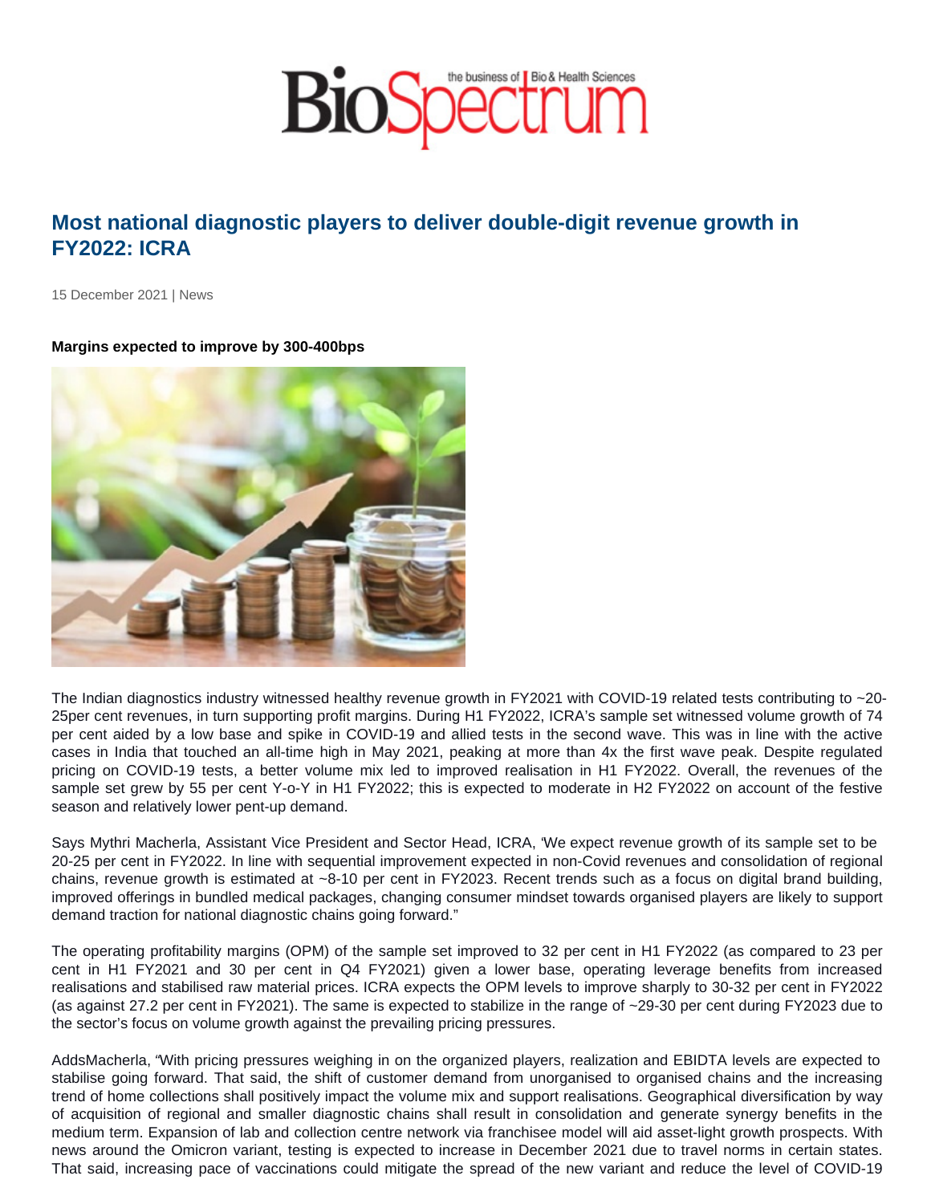# Most national diagnostic players to deliver double-digit revenue growth in FY2022: ICRA

15 December 2021 | News

**Margins expected to improve by 300-400bps**

The Indian diagnostics industry witnessed healthy revenue growth in FY2021 with COVID-19 related tests contributing to ~20-25per cent revenues, in turn supporting profit margins. During H1 FY2022, ICRA's sample set witnessed volume growth of 74 per cent aided by a low base and spike in COVID-19 and allied tests in the second wave. This was in line with the active cases in India that touched an all-time high in May 2021, peaking at more than 4x the first wave peak. Despite regulated pricing on COVID-19 tests, a better volume mix led to improved realisation in H1 FY2022. Overall, the revenues of the sample set grew by 55 per cent Y-o-Y in H1 FY2022; this is expected to moderate in H2 FY2022 on account of the festive season and relatively lower pent-up demand.

Says Mythri Macherla, Assistant Vice President and Sector Head, ICRA, 'We expect revenue growth of its sample set to be 20-25 per cent in FY2022. In line with sequential improvement expected in non-Covid revenues and consolidation of regional chains, revenue growth is estimated at ~8-10 per cent in FY2023. Recent trends such as a focus on digital brand building, improved offerings in bundled medical packages, changing consumer mindset towards organised players are likely to support demand traction for national diagnostic chains going forward."

The operating profitability margins (OPM) of the sample set improved to 32 per cent in H1 FY2022 (as compared to 23 per cent in H1 FY2021 and 30 per cent in Q4 FY2021) given a lower base, operating leverage benefits from increased realisations and stabilised raw material prices. ICRA expects the OPM levels to improve sharply to 30-32 per cent in FY2022 (as against 27.2 per cent in FY2021). The same is expected to stabilize in the range of ~29-30 per cent during FY2023 due to the sector's focus on volume growth against the prevailing pricing pressures.

AddsMacherla, "With pricing pressures weighing in on the organized players, realization and EBIDTA levels are expected to stabilise going forward. That said, the shift of customer demand from unorganised to organised chains and the increasing trend of home collections shall positively impact the volume mix and support realisations. Geographical diversification by way of acquisition of regional and smaller diagnostic chains shall result in consolidation and generate synergy benefits in the medium term. Expansion of lab and collection centre network via franchisee model will aid asset-light growth prospects. With news around the Omicron variant, testing is expected to increase in December 2021 due to travel norms in certain states. That said, increasing pace of vaccinations could mitigate the spread of the new variant and reduce the level of COVID-19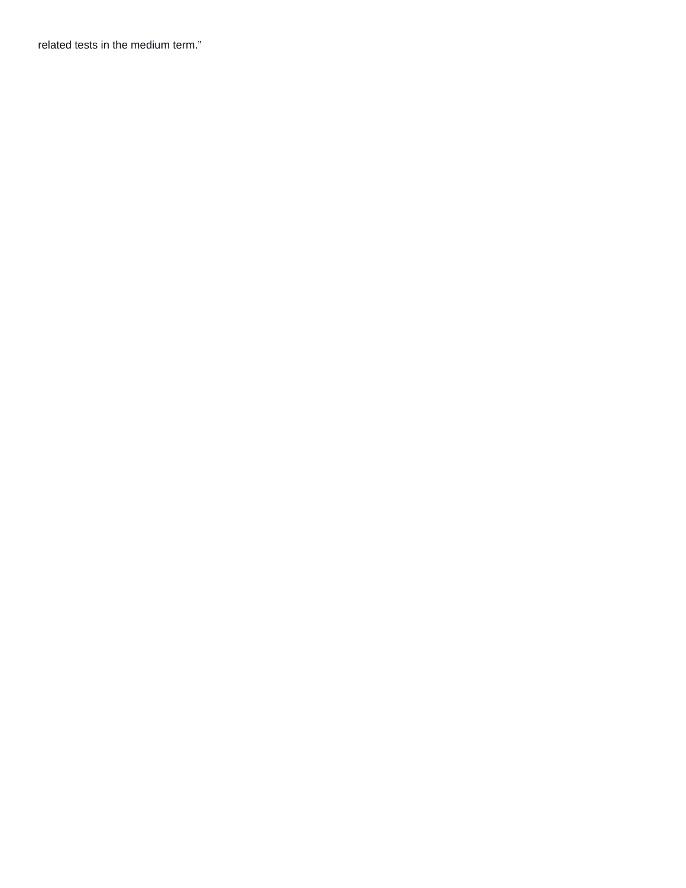related tests in the medium term.”